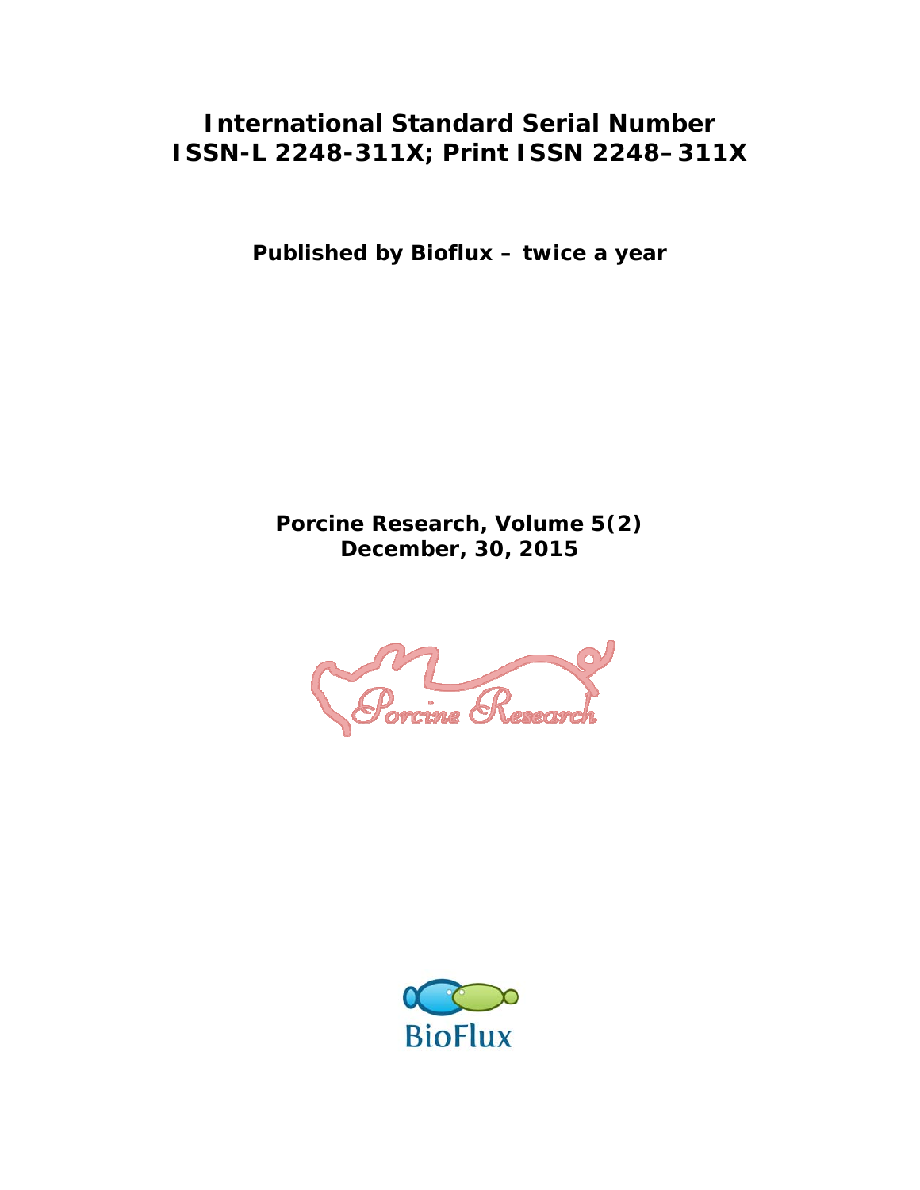**International Standard Serial Number**
**ISSN-L 2248-311X; Print ISSN 2248–311X**

**Published by Bioflux – twice a year**

**Porcine Research, Volume 5(2)**
**December, 30, 2015**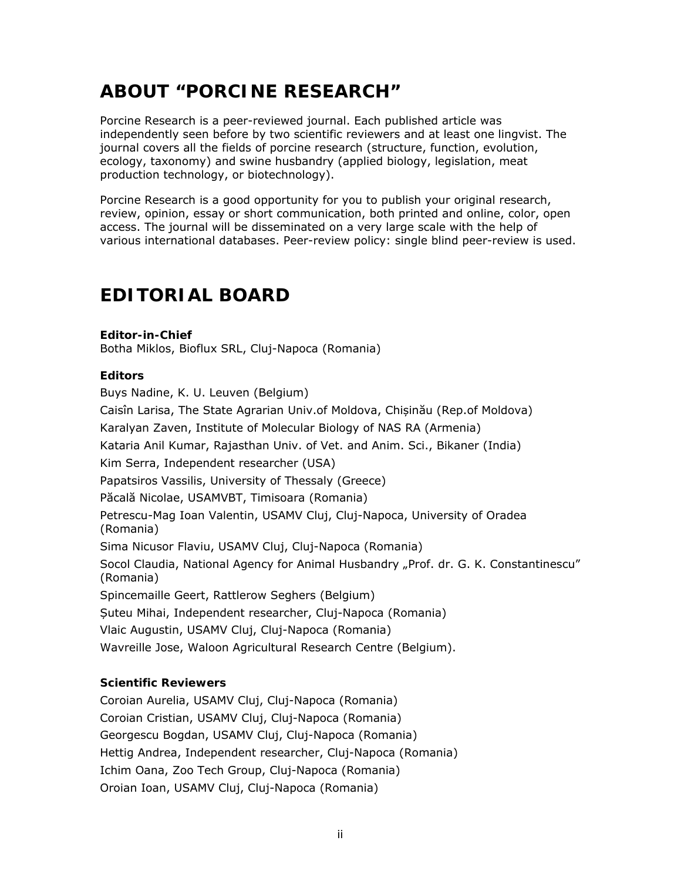# ABOUT “PORCINE RESEARCH”

Porcine Research is a peer-reviewed journal. Each published article was independently seen before by two scientific reviewers and at least one lingvist. The journal covers all the fields of porcine research (structure, function, evolution, ecology, taxonomy) and swine husbandry (applied biology, legislation, meat production technology, or biotechnology).

Porcine Research is a good opportunity for you to publish your original research, review, opinion, essay or short communication, both printed and online, color, open access. The journal will be disseminated on a very large scale with the help of various international databases. Peer-review policy: single blind peer-review is used.

# EDITORIAL BOARD

**Editor-in-Chief**

Botha Miklos, Bioflux SRL, Cluj-Napoca (Romania)

**Editors**

Buys Nadine, K. U. Leuven (Belgium)

Caisîn Larisa, The State Agrarian Univ.of Moldova, Chișinău (Rep.of Moldova)

Karalyan Zaven, Institute of Molecular Biology of NAS RA (Armenia)

Kataria Anil Kumar, Rajasthan Univ. of Vet. and Anim. Sci., Bikaner (India)

Kim Serra, Independent researcher (USA)

Papatsiros Vassilis, University of Thessaly (Greece)

Păcală Nicolae, USAMVBT, Timisoara (Romania)

Petrescu-Mag Ioan Valentin, USAMV Cluj, Cluj-Napoca, University of Oradea (Romania)

Sima Nicusor Flaviu, USAMV Cluj, Cluj-Napoca (Romania)

Socol Claudia, National Agency for Animal Husbandry „Prof. dr. G. K. Constantinescu” (Romania)

Spincemaille Geert, Rattlerow Seghers (Belgium)

Șuteu Mihai, Independent researcher, Cluj-Napoca (Romania)

Vlaic Augustin, USAMV Cluj, Cluj-Napoca (Romania)

Wavreille Jose, Waloon Agricultural Research Centre (Belgium).

**Scientific Reviewers**

Coroian Aurelia, USAMV Cluj, Cluj-Napoca (Romania)

Coroian Cristian, USAMV Cluj, Cluj-Napoca (Romania)

Georgescu Bogdan, USAMV Cluj, Cluj-Napoca (Romania)

Hettig Andrea, Independent researcher, Cluj-Napoca (Romania)

Ichim Oana, Zoo Tech Group, Cluj-Napoca (Romania)

Oroian Ioan, USAMV Cluj, Cluj-Napoca (Romania)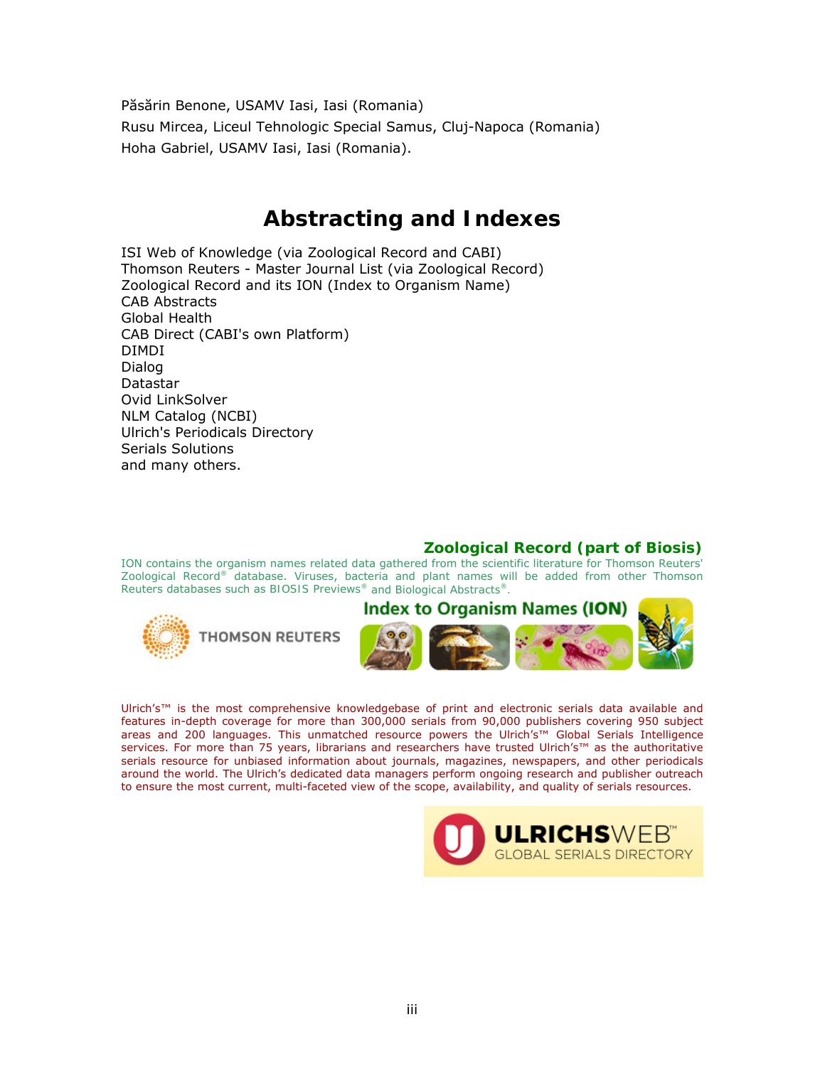Păsărin Benone, USAMV Iasi, Iasi (Romania)

Rusu Mircea, Liceul Tehnologic Special Samus, Cluj-Napoca (Romania)

Hoha Gabriel, USAMV Iasi, Iasi (Romania).

# Abstracting and Indexes

ISI Web of Knowledge (via Zoological Record and CABI)
Thomson Reuters - Master Journal List (via Zoological Record)
Zoological Record and its ION (Index to Organism Name)
CAB Abstracts
Global Health
CAB Direct (CABI's own Platform)
DIMDI
Dialog
Datastar
Ovid LinkSolver
NLM Catalog (NCBI)
Ulrich's Periodicals Directory
Serials Solutions
and many others.

## Zoological Record (part of Biosis)

ION contains the organism names related data gathered from the scientific literature for Thomson Reuters' Zoological Record® database. Viruses, bacteria and plant names will be added from other Thomson Reuters databases such as BIOSIS Previews® and Biological Abstracts®.

THOMSON REUTERS

Index to Organism Names (ION)

Ulrich's™ is the most comprehensive knowledgebase of print and electronic serials data available and features in-depth coverage for more than 300,000 serials from 90,000 publishers covering 950 subject areas and 200 languages. This unmatched resource powers the Ulrich's™ Global Serials Intelligence services. For more than 75 years, librarians and researchers have trusted Ulrich's™ as the authoritative serials resource for unbiased information about journals, magazines, newspapers, and other periodicals around the world. The Ulrich's dedicated data managers perform ongoing research and publisher outreach to ensure the most current, multi-faceted view of the scope, availability, and quality of serials resources.

ULRICHSWEB™ GLOBAL SERIALS DIRECTORY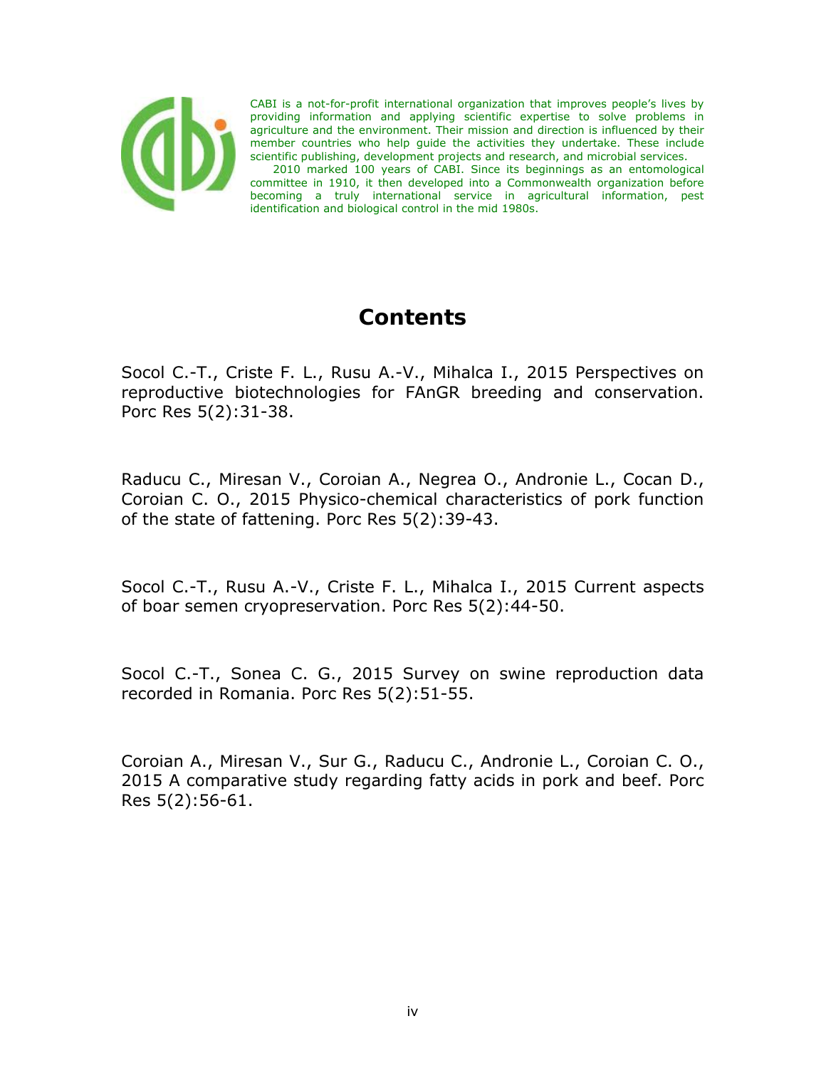CABI is a not-for-profit international organization that improves people's lives by providing information and applying scientific expertise to solve problems in agriculture and the environment. Their mission and direction is influenced by their member countries who help guide the activities they undertake. These include scientific publishing, development projects and research, and microbial services.

2010 marked 100 years of CABI. Since its beginnings as an entomological committee in 1910, it then developed into a Commonwealth organization before becoming a truly international service in agricultural information, pest identification and biological control in the mid 1980s.

# Contents

Socol C.-T., Criste F. L., Rusu A.-V., Mihalca I., 2015 Perspectives on reproductive biotechnologies for FAnGR breeding and conservation. Porc Res 5(2):31-38.

Raducu C., Miresan V., Coroian A., Negrea O., Andronie L., Cocan D., Coroian C. O., 2015 Physico-chemical characteristics of pork function of the state of fattening. Porc Res 5(2):39-43.

Socol C.-T., Rusu A.-V., Criste F. L., Mihalca I., 2015 Current aspects of boar semen cryopreservation. Porc Res 5(2):44-50.

Socol C.-T., Sonea C. G., 2015 Survey on swine reproduction data recorded in Romania. Porc Res 5(2):51-55.

Coroian A., Miresan V., Sur G., Raducu C., Andronie L., Coroian C. O., 2015 A comparative study regarding fatty acids in pork and beef. Porc Res 5(2):56-61.